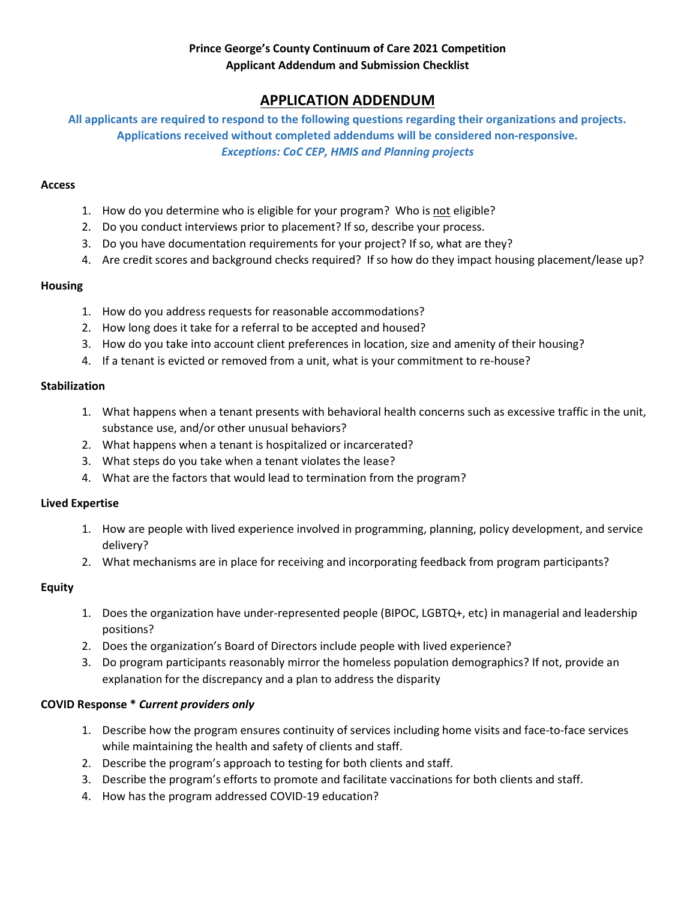**Prince George's County Continuum of Care 2021 Competition**
**Applicant Addendum and Submission Checklist**

# APPLICATION ADDENDUM

**All applicants are required to respond to the following questions regarding their organizations and projects. Applications received without completed addendums will be considered non-responsive.**
***Exceptions: CoC CEP, HMIS and Planning projects***

### Access

1. How do you determine who is eligible for your program? Who is not eligible?
2. Do you conduct interviews prior to placement? If so, describe your process.
3. Do you have documentation requirements for your project? If so, what are they?
4. Are credit scores and background checks required? If so how do they impact housing placement/lease up?

### Housing

1. How do you address requests for reasonable accommodations?
2. How long does it take for a referral to be accepted and housed?
3. How do you take into account client preferences in location, size and amenity of their housing?
4. If a tenant is evicted or removed from a unit, what is your commitment to re-house?

### Stabilization

1. What happens when a tenant presents with behavioral health concerns such as excessive traffic in the unit, substance use, and/or other unusual behaviors?
2. What happens when a tenant is hospitalized or incarcerated?
3. What steps do you take when a tenant violates the lease?
4. What are the factors that would lead to termination from the program?

### Lived Expertise

1. How are people with lived experience involved in programming, planning, policy development, and service delivery?
2. What mechanisms are in place for receiving and incorporating feedback from program participants?

### Equity

1. Does the organization have under-represented people (BIPOC, LGBTQ+, etc) in managerial and leadership positions?
2. Does the organization's Board of Directors include people with lived experience?
3. Do program participants reasonably mirror the homeless population demographics? If not, provide an explanation for the discrepancy and a plan to address the disparity

### COVID Response * *Current providers only*

1. Describe how the program ensures continuity of services including home visits and face-to-face services while maintaining the health and safety of clients and staff.
2. Describe the program's approach to testing for both clients and staff.
3. Describe the program's efforts to promote and facilitate vaccinations for both clients and staff.
4. How has the program addressed COVID-19 education?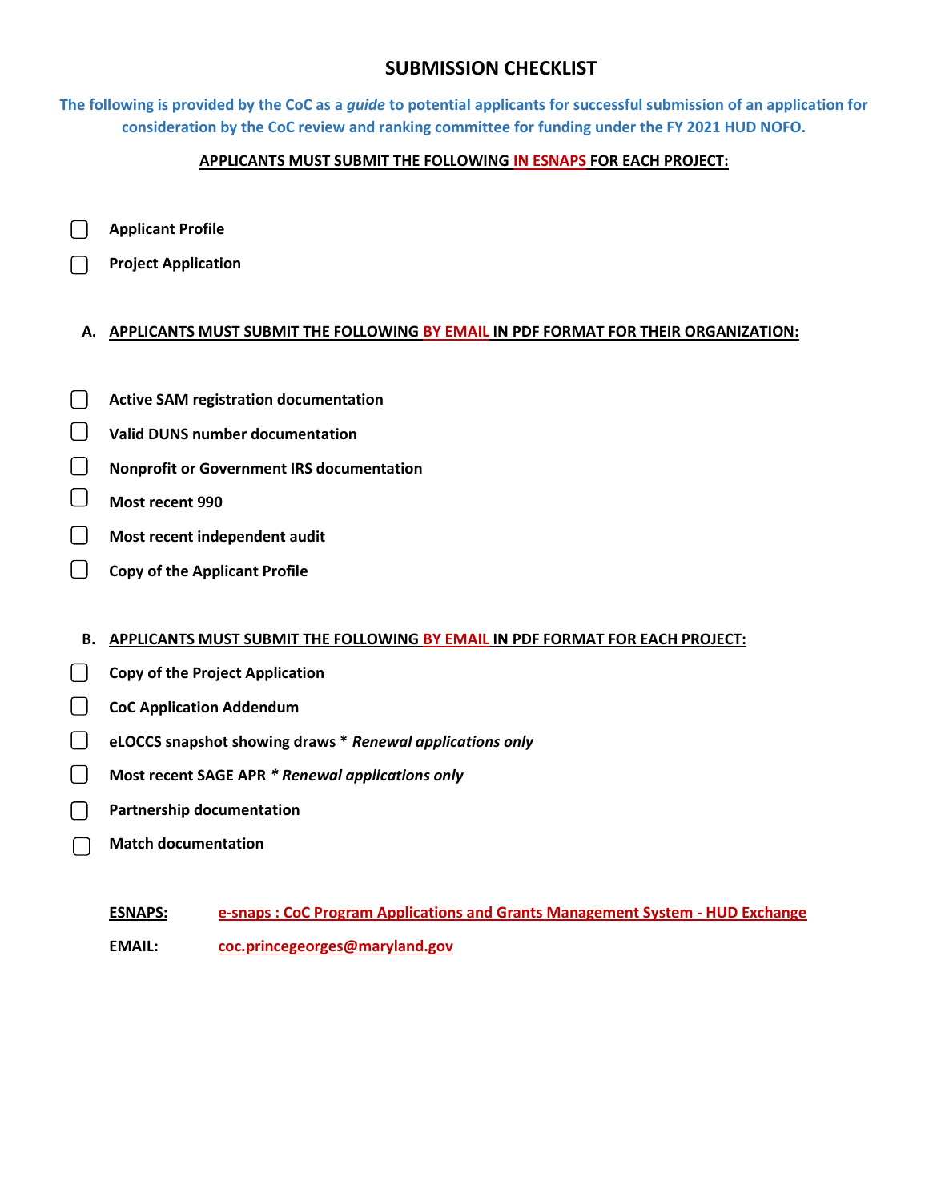# SUBMISSION CHECKLIST

**The following is provided by the CoC as a *guide* to potential applicants for successful submission of an application for consideration by the CoC review and ranking committee for funding under the FY 2021 HUD NOFO.**

**APPLICANTS MUST SUBMIT THE FOLLOWING IN ESNAPS FOR EACH PROJECT:**

- [ ] **Applicant Profile**
- [ ] **Project Application**

**A. APPLICANTS MUST SUBMIT THE FOLLOWING BY EMAIL IN PDF FORMAT FOR THEIR ORGANIZATION:**

- [ ] **Active SAM registration documentation**
- [ ] **Valid DUNS number documentation**
- [ ] **Nonprofit or Government IRS documentation**
- [ ] **Most recent 990**
- [ ] **Most recent independent audit**
- [ ] **Copy of the Applicant Profile**

**B. APPLICANTS MUST SUBMIT THE FOLLOWING BY EMAIL IN PDF FORMAT FOR EACH PROJECT:**

- [ ] **Copy of the Project Application**
- [ ] **CoC Application Addendum**
- [ ] **eLOCCS snapshot showing draws** * ***Renewal applications only***
- [ ] **Most recent SAGE APR** ***\* Renewal applications only***
- [ ] **Partnership documentation**
- [ ] **Match documentation**

**ESNAPS:** e-snaps : CoC Program Applications and Grants Management System - HUD Exchange

**EMAIL:** coc.princegeorges@maryland.gov